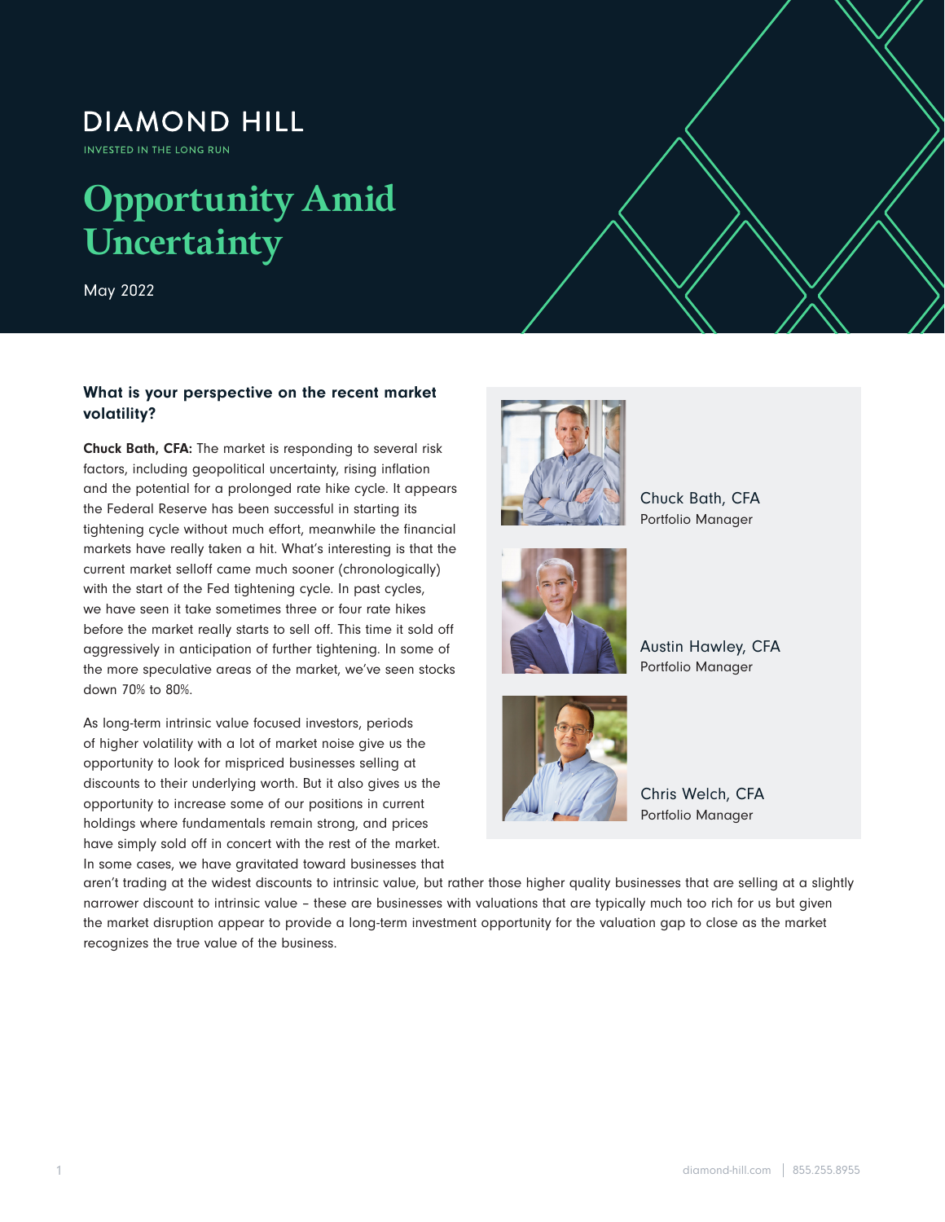DIAMOND HILL

INVESTED IN THE LONG RUN

# Opportunity Amid Uncertainty

May 2022

### What is your perspective on the recent market volatility?

**Chuck Bath, CFA:** The market is responding to several risk factors, including geopolitical uncertainty, rising inflation and the potential for a prolonged rate hike cycle. It appears the Federal Reserve has been successful in starting its tightening cycle without much effort, meanwhile the financial markets have really taken a hit. What's interesting is that the current market selloff came much sooner (chronologically) with the start of the Fed tightening cycle. In past cycles, we have seen it take sometimes three or four rate hikes before the market really starts to sell off. This time it sold off aggressively in anticipation of further tightening. In some of the more speculative areas of the market, we've seen stocks down 70% to 80%.

As long-term intrinsic value focused investors, periods of higher volatility with a lot of market noise give us the opportunity to look for mispriced businesses selling at discounts to their underlying worth. But it also gives us the opportunity to increase some of our positions in current holdings where fundamentals remain strong, and prices have simply sold off in concert with the rest of the market. In some cases, we have gravitated toward businesses that aren't trading at the widest discounts to intrinsic value, but rather those higher quality businesses that are selling at a slightly narrower discount to intrinsic value – these are businesses with valuations that are typically much too rich for us but given the market disruption appear to provide a long-term investment opportunity for the valuation gap to close as the market recognizes the true value of the business.

Chuck Bath, CFA
Portfolio Manager

Austin Hawley, CFA
Portfolio Manager

Chris Welch, CFA
Portfolio Manager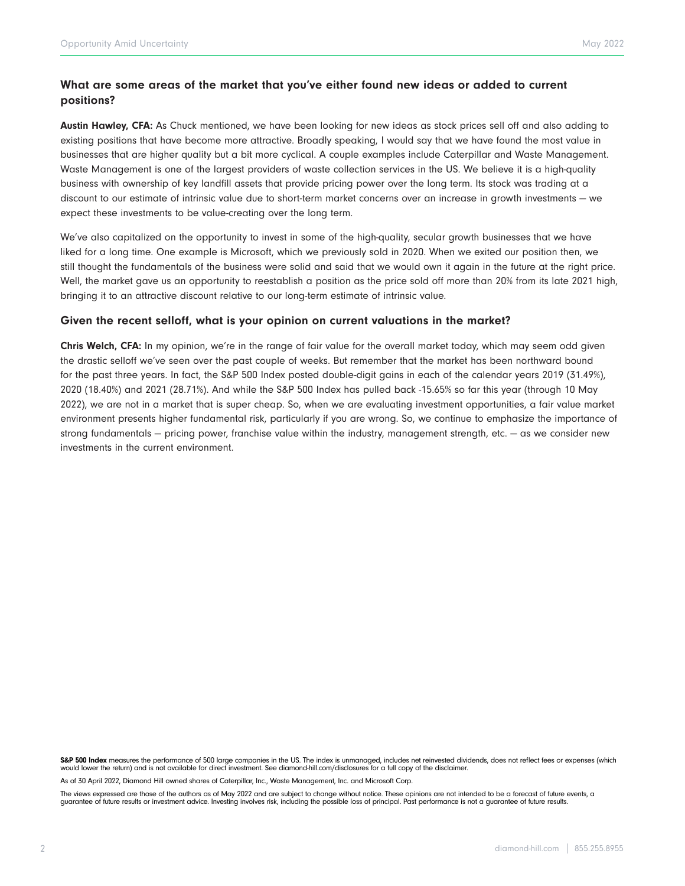### What are some areas of the market that you've either found new ideas or added to current positions?

**Austin Hawley, CFA:** As Chuck mentioned, we have been looking for new ideas as stock prices sell off and also adding to existing positions that have become more attractive. Broadly speaking, I would say that we have found the most value in businesses that are higher quality but a bit more cyclical. A couple examples include Caterpillar and Waste Management. Waste Management is one of the largest providers of waste collection services in the US. We believe it is a high-quality business with ownership of key landfill assets that provide pricing power over the long term. Its stock was trading at a discount to our estimate of intrinsic value due to short-term market concerns over an increase in growth investments — we expect these investments to be value-creating over the long term.

We've also capitalized on the opportunity to invest in some of the high-quality, secular growth businesses that we have liked for a long time. One example is Microsoft, which we previously sold in 2020. When we exited our position then, we still thought the fundamentals of the business were solid and said that we would own it again in the future at the right price. Well, the market gave us an opportunity to reestablish a position as the price sold off more than 20% from its late 2021 high, bringing it to an attractive discount relative to our long-term estimate of intrinsic value.

### Given the recent selloff, what is your opinion on current valuations in the market?

**Chris Welch, CFA:** In my opinion, we're in the range of fair value for the overall market today, which may seem odd given the drastic selloff we've seen over the past couple of weeks. But remember that the market has been northward bound for the past three years. In fact, the S&P 500 Index posted double-digit gains in each of the calendar years 2019 (31.49%), 2020 (18.40%) and 2021 (28.71%). And while the S&P 500 Index has pulled back -15.65% so far this year (through 10 May 2022), we are not in a market that is super cheap. So, when we are evaluating investment opportunities, a fair value market environment presents higher fundamental risk, particularly if you are wrong. So, we continue to emphasize the importance of strong fundamentals — pricing power, franchise value within the industry, management strength, etc. — as we consider new investments in the current environment.

**S&P 500 Index** measures the performance of 500 large companies in the US. The index is unmanaged, includes net reinvested dividends, does not reflect fees or expenses (which would lower the return) and is not available for direct investment. See diamond-hill.com/disclosures for a full copy of the disclaimer.

As of 30 April 2022, Diamond Hill owned shares of Caterpillar, Inc., Waste Management, Inc. and Microsoft Corp.

The views expressed are those of the authors as of May 2022 and are subject to change without notice. These opinions are not intended to be a forecast of future events, a guarantee of future results or investment advice. Investing involves risk, including the possible loss of principal. Past performance is not a guarantee of future results.